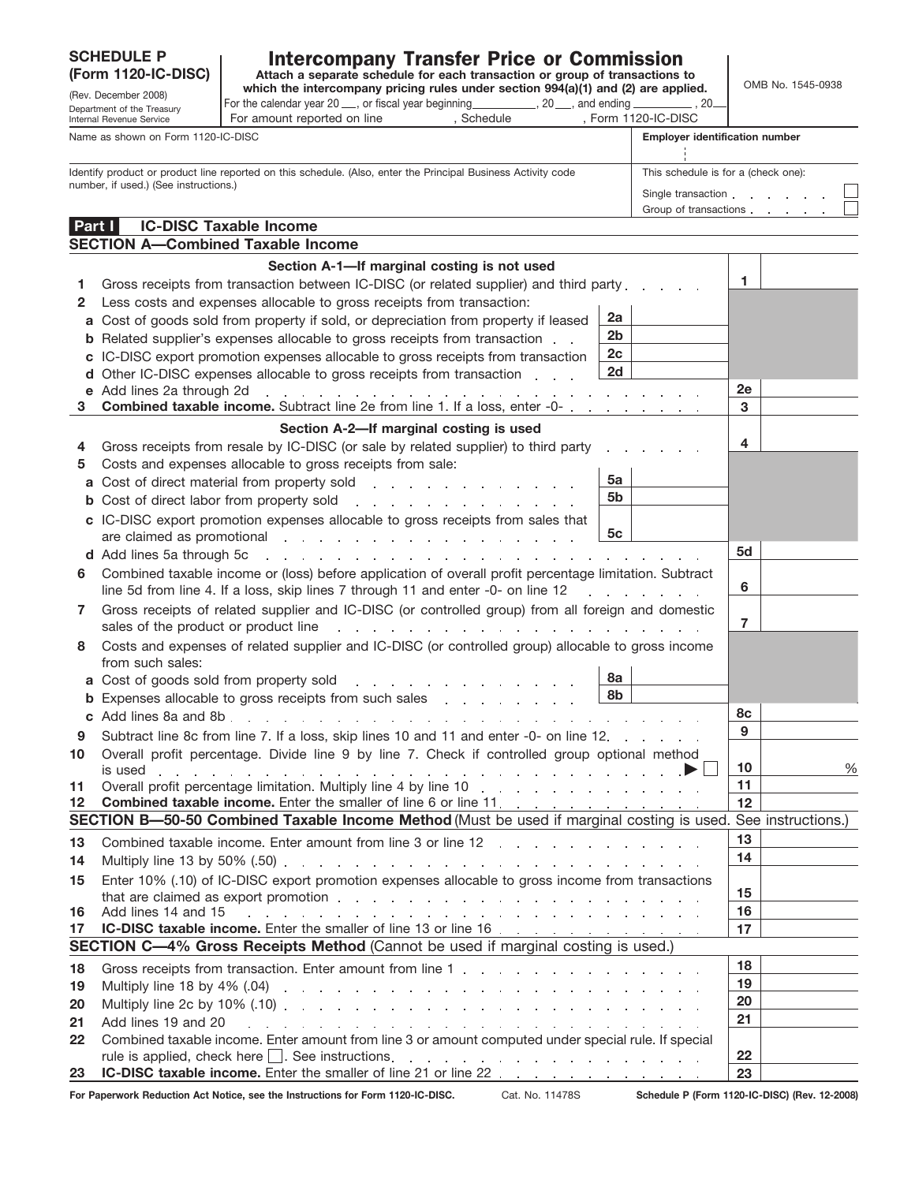**SCHEDULE P (Form 1120-IC-DISC)**

(Rev. December 2008)

Department of the Treasury
Internal Revenue Service

# Intercompany Transfer Price or Commission

**Attach a separate schedule for each transaction or group of transactions to which the intercompany pricing rules under section 994(a)(1) and (2) are applied.**

For the calendar year 20 \_\_\_, or fiscal year beginning \_\_\_\_\_\_\_\_\_\_, 20 \_\_\_, and ending \_\_\_\_\_\_\_\_\_\_, 20\_\_\_

For amount reported on line \_\_\_\_\_\_, Schedule \_\_\_\_\_\_, Form 1120-IC-DISC

OMB No. 1545-0938

| Name as shown on Form 1120-IC-DISC | Employer identification number |
|---|---|
| | |
| Identify product or product line reported on this schedule. (Also, enter the Principal Business Activity code number, if used.) (See instructions.) | This schedule is for a (check one): Single transaction ☐ Group of transactions ☐ |

## Part I IC-DISC Taxable Income

### SECTION A—Combined Taxable Income

#### Section A-1—If marginal costing is not used

| | | | | | |
|---|---|---|---|---|---|
| **1** | Gross receipts from transaction between IC-DISC (or related supplier) and third party | | | 1 | |
| **2** | Less costs and expenses allocable to gross receipts from transaction: | | | | |
| **a** | Cost of goods sold from property if sold, or depreciation from property if leased | 2a | | | |
| **b** | Related supplier's expenses allocable to gross receipts from transaction | 2b | | | |
| **c** | IC-DISC export promotion expenses allocable to gross receipts from transaction | 2c | | | |
| **d** | Other IC-DISC expenses allocable to gross receipts from transaction | 2d | | | |
| **e** | Add lines 2a through 2d | | | 2e | |
| **3** | **Combined taxable income.** Subtract line 2e from line 1. If a loss, enter -0- | | | 3 | |

#### Section A-2—If marginal costing is used

| | | | | | |
|---|---|---|---|---|---|
| **4** | Gross receipts from resale by IC-DISC (or sale by related supplier) to third party | | | 4 | |
| **5** | Costs and expenses allocable to gross receipts from sale: | | | | |
| **a** | Cost of direct material from property sold | 5a | | | |
| **b** | Cost of direct labor from property sold | 5b | | | |
| **c** | IC-DISC export promotion expenses allocable to gross receipts from sales that are claimed as promotional | 5c | | | |
| **d** | Add lines 5a through 5c | | | 5d | |
| **6** | Combined taxable income or (loss) before application of overall profit percentage limitation. Subtract line 5d from line 4. If a loss, skip lines 7 through 11 and enter -0- on line 12 | | | 6 | |
| **7** | Gross receipts of related supplier and IC-DISC (or controlled group) from all foreign and domestic sales of the product or product line | | | 7 | |
| **8** | Costs and expenses of related supplier and IC-DISC (or controlled group) allocable to gross income from such sales: | | | | |
| **a** | Cost of goods sold from property sold | 8a | | | |
| **b** | Expenses allocable to gross receipts from such sales | 8b | | | |
| **c** | Add lines 8a and 8b | | | 8c | |
| **9** | Subtract line 8c from line 7. If a loss, skip lines 10 and 11 and enter -0- on line 12 | | | 9 | |
| **10** | Overall profit percentage. Divide line 9 by line 7. Check if controlled group optional method is used ▶ ☐ | | | 10 | % |
| **11** | Overall profit percentage limitation. Multiply line 4 by line 10 | | | 11 | |
| **12** | **Combined taxable income.** Enter the smaller of line 6 or line 11 | | | 12 | |

### SECTION B—50-50 Combined Taxable Income Method (Must be used if marginal costing is used. See instructions.)

| | | | |
|---|---|---|---|
| **13** | Combined taxable income. Enter amount from line 3 or line 12 | 13 | |
| **14** | Multiply line 13 by 50% (.50) | 14 | |
| **15** | Enter 10% (.10) of IC-DISC export promotion expenses allocable to gross income from transactions that are claimed as export promotion | 15 | |
| **16** | Add lines 14 and 15 | 16 | |
| **17** | **IC-DISC taxable income.** Enter the smaller of line 13 or line 16 | 17 | |

### SECTION C—4% Gross Receipts Method (Cannot be used if marginal costing is used.)

| | | | |
|---|---|---|---|
| **18** | Gross receipts from transaction. Enter amount from line 1 | 18 | |
| **19** | Multiply line 18 by 4% (.04) | 19 | |
| **20** | Multiply line 2c by 10% (.10) | 20 | |
| **21** | Add lines 19 and 20 | 21 | |
| **22** | Combined taxable income. Enter amount from line 3 or amount computed under special rule. If special rule is applied, check here ☐. See instructions. | 22 | |
| **23** | **IC-DISC taxable income.** Enter the smaller of line 21 or line 22 | 23 | |

**For Paperwork Reduction Act Notice, see the Instructions for Form 1120-IC-DISC.** Cat. No. 11478S **Schedule P (Form 1120-IC-DISC) (Rev. 12-2008)**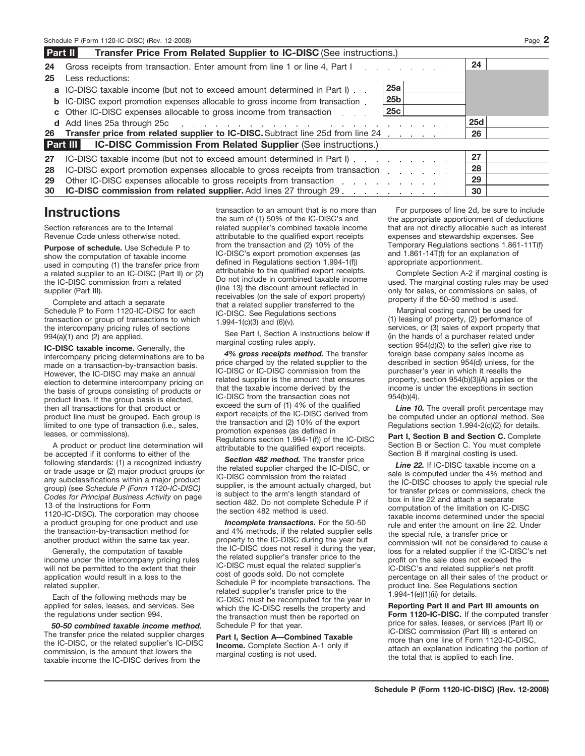## Part II — Transfer Price From Related Supplier to IC-DISC (See instructions.)

| | | | | | |
|---|---|---|---|---|---|
| 24 | Gross receipts from transaction. Enter amount from line 1 or line 4, Part I | | | 24 | |
| 25 | Less reductions: | | | | |
| a | IC-DISC taxable income (but not to exceed amount determined in Part I) | 25a | | | |
| b | IC-DISC export promotion expenses allocable to gross income from transaction | 25b | | | |
| c | Other IC-DISC expenses allocable to gross income from transaction | 25c | | | |
| d | Add lines 25a through 25c | | | 25d | |
| 26 | **Transfer price from related supplier to IC-DISC.** Subtract line 25d from line 24 | | | 26 | |

## Part III — IC-DISC Commission From Related Supplier (See instructions.)

| | | | |
|---|---|---|---|
| 27 | IC-DISC taxable income (but not to exceed amount determined in Part I) | 27 | |
| 28 | IC-DISC export promotion expenses allocable to gross receipts from transaction | 28 | |
| 29 | Other IC-DISC expenses allocable to gross receipts from transaction | 29 | |
| 30 | **IC-DISC commission from related supplier.** Add lines 27 through 29 | 30 | |

# Instructions

Section references are to the Internal Revenue Code unless otherwise noted.

**Purpose of schedule.** Use Schedule P to show the computation of taxable income used in computing (1) the transfer price from a related supplier to an IC-DISC (Part II) or (2) the IC-DISC commission from a related supplier (Part III).

Complete and attach a separate Schedule P to Form 1120-IC-DISC for each transaction or group of transactions to which the intercompany pricing rules of sections 994(a)(1) and (2) are applied.

**IC-DISC taxable income.** Generally, the intercompany pricing determinations are to be made on a transaction-by-transaction basis. However, the IC-DISC may make an annual election to determine intercompany pricing on the basis of groups consisting of products or product lines. If the group basis is elected, then all transactions for that product or product line must be grouped. Each group is limited to one type of transaction (i.e., sales, leases, or commissions).

A product or product line determination will be accepted if it conforms to either of the following standards: (1) a recognized industry or trade usage or (2) major product groups (or any subclassifications within a major product group) (see *Schedule P (Form 1120-IC-DISC) Codes for Principal Business Activity* on page 13 of the Instructions for Form 1120-IC-DISC). The corporation may choose a product grouping for one product and use the transaction-by-transaction method for another product within the same tax year.

Generally, the computation of taxable income under the intercompany pricing rules will not be permitted to the extent that their application would result in a loss to the related supplier.

Each of the following methods may be applied for sales, leases, and services. See the regulations under section 994.

***50-50 combined taxable income method.*** The transfer price the related supplier charges the IC-DISC, or the related supplier's IC-DISC commission, is the amount that lowers the taxable income the IC-DISC derives from the transaction to an amount that is no more than the sum of (1) 50% of the IC-DISC's and related supplier's combined taxable income attributable to the qualified export receipts from the transaction and (2) 10% of the IC-DISC's export promotion expenses (as defined in Regulations section 1.994-1(f)) attributable to the qualified export receipts. Do not include in combined taxable income (line 13) the discount amount reflected in receivables (on the sale of export property) that a related supplier transferred to the IC-DISC. See Regulations sections 1.994-1(c)(3) and (6)(v).

See Part I, Section A instructions below if marginal costing rules apply.

***4% gross receipts method.*** The transfer price charged by the related supplier to the IC-DISC or IC-DISC commission from the related supplier is the amount that ensures that the taxable income derived by the IC-DISC from the transaction does not exceed the sum of (1) 4% of the qualified export receipts of the IC-DISC derived from the transaction and (2) 10% of the export promotion expenses (as defined in Regulations section 1.994-1(f)) of the IC-DISC attributable to the qualified export receipts.

***Section 482 method.*** The transfer price the related supplier charged the IC-DISC, or IC-DISC commission from the related supplier, is the amount actually charged, but is subject to the arm's length standard of section 482. Do not complete Schedule P if the section 482 method is used.

***Incomplete transactions.*** For the 50-50 and 4% methods, if the related supplier sells property to the IC-DISC during the year but the IC-DISC does not resell it during the year, the related supplier's transfer price to the IC-DISC must equal the related supplier's cost of goods sold. Do not complete Schedule P for incomplete transactions. The related supplier's transfer price to the IC-DISC must be recomputed for the year in which the IC-DISC resells the property and the transaction must then be reported on Schedule P for that year.

**Part I, Section A—Combined Taxable Income.** Complete Section A-1 only if marginal costing is not used.

For purposes of line 2d, be sure to include the appropriate apportionment of deductions that are not directly allocable such as interest expenses and stewardship expenses. See Temporary Regulations sections 1.861-11T(f) and 1.861-14T(f) for an explanation of appropriate apportionment.

Complete Section A-2 if marginal costing is used. The marginal costing rules may be used only for sales, or commissions on sales, of property if the 50-50 method is used.

Marginal costing cannot be used for (1) leasing of property, (2) performance of services, or (3) sales of export property that (in the hands of a purchaser related under section 954(d)(3) to the seller) give rise to foreign base company sales income as described in section 954(d) unless, for the purchaser's year in which it resells the property, section 954(b)(3)(A) applies or the income is under the exceptions in section 954(b)(4).

***Line 10.*** The overall profit percentage may be computed under an optional method. See Regulations section 1.994-2(c)(2) for details.

**Part I, Section B and Section C.** Complete Section B or Section C. You must complete Section B if marginal costing is used.

***Line 22.*** If IC-DISC taxable income on a sale is computed under the 4% method and the IC-DISC chooses to apply the special rule for transfer prices or commissions, check the box in line 22 and attach a separate computation of the limitation on IC-DISC taxable income determined under the special rule and enter the amount on line 22. Under the special rule, a transfer price or commission will not be considered to cause a loss for a related supplier if the IC-DISC's net profit on the sale does not exceed the IC-DISC's and related supplier's net profit percentage on all their sales of the product or product line. See Regulations section 1.994-1(e)(1)(ii) for details.

**Reporting Part II and Part III amounts on Form 1120-IC-DISC.** If the computed transfer price for sales, leases, or services (Part II) or IC-DISC commission (Part III) is entered on more than one line of Form 1120-IC-DISC, attach an explanation indicating the portion of the total that is applied to each line.